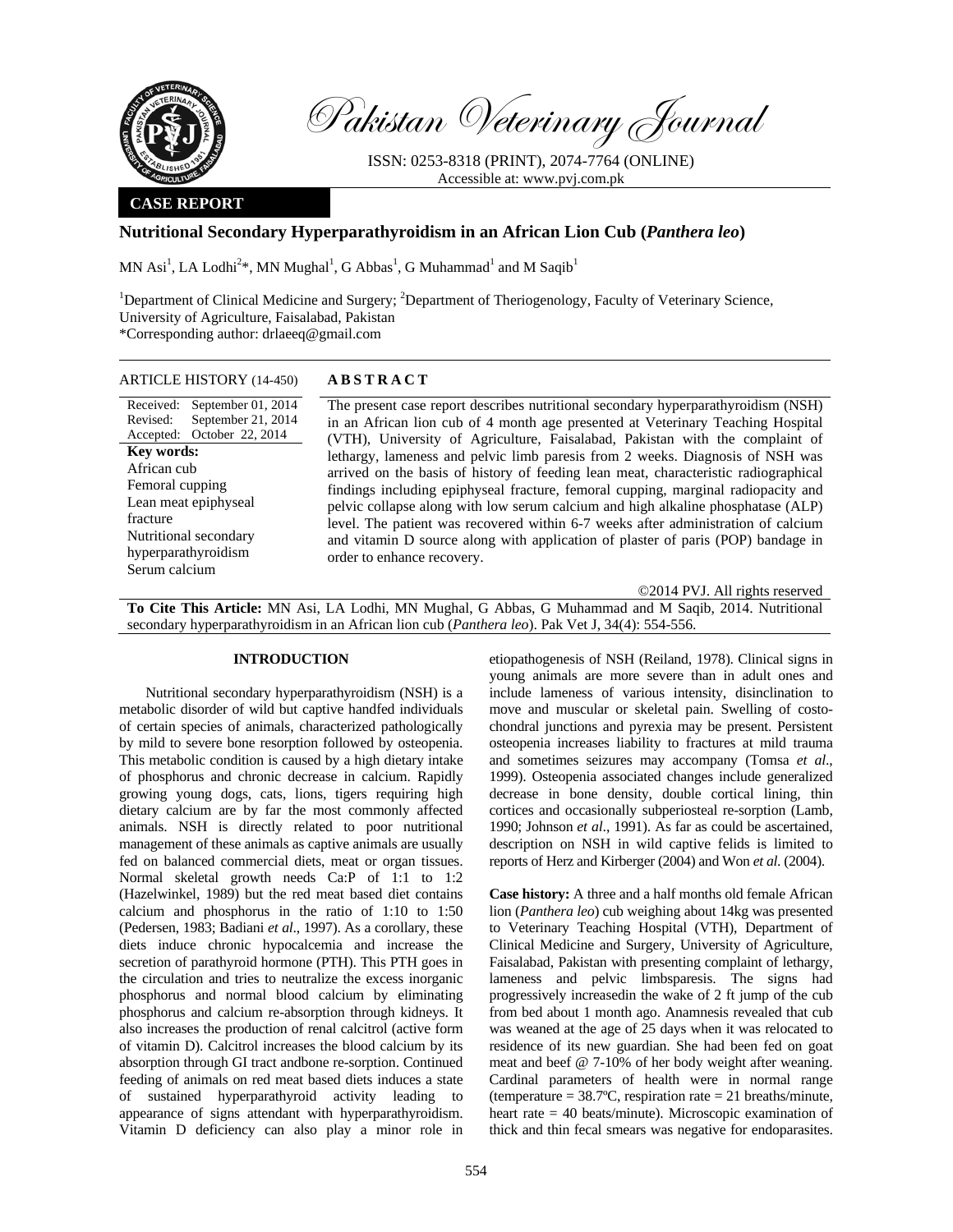**Pakistan Veterinary Journal**

ISSN: 0253-8318 (PRINT), 2074-7764 (ONLINE)
Accessible at: www.pvj.com.pk

**CASE REPORT**

# Nutritional Secondary Hyperparathyroidism in an African Lion Cub (*Panthera leo*)

MN Asi[1], LA Lodhi[2]*, MN Mughal[1], G Abbas[1], G Muhammad[1] and M Saqib[1]

[1]Department of Clinical Medicine and Surgery; [2]Department of Theriogenology, Faculty of Veterinary Science, University of Agriculture, Faisalabad, Pakistan
*Corresponding author: drlaeeq@gmail.com

**ARTICLE HISTORY** (14-450)

Received: September 01, 2014
Revised: September 21, 2014
Accepted: October 22, 2014

**Key words:**
African cub
Femoral cupping
Lean meat epiphyseal fracture
Nutritional secondary hyperparathyroidism
Serum calcium

## ABSTRACT

The present case report describes nutritional secondary hyperparathyroidism (NSH) in an African lion cub of 4 month age presented at Veterinary Teaching Hospital (VTH), University of Agriculture, Faisalabad, Pakistan with the complaint of lethargy, lameness and pelvic limb paresis from 2 weeks. Diagnosis of NSH was arrived on the basis of history of feeding lean meat, characteristic radiographical findings including epiphyseal fracture, femoral cupping, marginal radiopacity and pelvic collapse along with low serum calcium and high alkaline phosphatase (ALP) level. The patient was recovered within 6-7 weeks after administration of calcium and vitamin D source along with application of plaster of paris (POP) bandage in order to enhance recovery.

©2014 PVJ. All rights reserved

**To Cite This Article:** MN Asi, LA Lodhi, MN Mughal, G Abbas, G Muhammad and M Saqib, 2014. Nutritional secondary hyperparathyroidism in an African lion cub (*Panthera leo*). Pak Vet J, 34(4): 554-556.

## INTRODUCTION

Nutritional secondary hyperparathyroidism (NSH) is a metabolic disorder of wild but captive handfed individuals of certain species of animals, characterized pathologically by mild to severe bone resorption followed by osteopenia. This metabolic condition is caused by a high dietary intake of phosphorus and chronic decrease in calcium. Rapidly growing young dogs, cats, lions, tigers requiring high dietary calcium are by far the most commonly affected animals. NSH is directly related to poor nutritional management of these animals as captive animals are usually fed on balanced commercial diets, meat or organ tissues. Normal skeletal growth needs Ca:P of 1:1 to 1:2 (Hazelwinkel, 1989) but the red meat based diet contains calcium and phosphorus in the ratio of 1:10 to 1:50 (Pedersen, 1983; Badiani *et al*., 1997). As a corollary, these diets induce chronic hypocalcemia and increase the secretion of parathyroid hormone (PTH). This PTH goes in the circulation and tries to neutralize the excess inorganic phosphorus and normal blood calcium by eliminating phosphorus and calcium re-absorption through kidneys. It also increases the production of renal calcitrol (active form of vitamin D). Calcitrol increases the blood calcium by its absorption through GI tract andbone re-sorption. Continued feeding of animals on red meat based diets induces a state of sustained hyperparathyroid activity leading to appearance of signs attendant with hyperparathyroidism. Vitamin D deficiency can also play a minor role in etiopathogenesis of NSH (Reiland, 1978). Clinical signs in young animals are more severe than in adult ones and include lameness of various intensity, disinclination to move and muscular or skeletal pain. Swelling of costo-chondral junctions and pyrexia may be present. Persistent osteopenia increases liability to fractures at mild trauma and sometimes seizures may accompany (Tomsa *et al*., 1999). Osteopenia associated changes include generalized decrease in bone density, double cortical lining, thin cortices and occasionally subperiosteal re-sorption (Lamb, 1990; Johnson *et al*., 1991). As far as could be ascertained, description on NSH in wild captive felids is limited to reports of Herz and Kirberger (2004) and Won *et al*. (2004).

**Case history:** A three and a half months old female African lion (*Panthera leo*) cub weighing about 14kg was presented to Veterinary Teaching Hospital (VTH), Department of Clinical Medicine and Surgery, University of Agriculture, Faisalabad, Pakistan with presenting complaint of lethargy, lameness and pelvic limbsparesis. The signs had progressively increasedin the wake of 2 ft jump of the cub from bed about 1 month ago. Anamnesis revealed that cub was weaned at the age of 25 days when it was relocated to residence of its new guardian. She had been fed on goat meat and beef @ 7-10% of her body weight after weaning. Cardinal parameters of health were in normal range (temperature = 38.7ºC, respiration rate = 21 breaths/minute, heart rate = 40 beats/minute). Microscopic examination of thick and thin fecal smears was negative for endoparasites.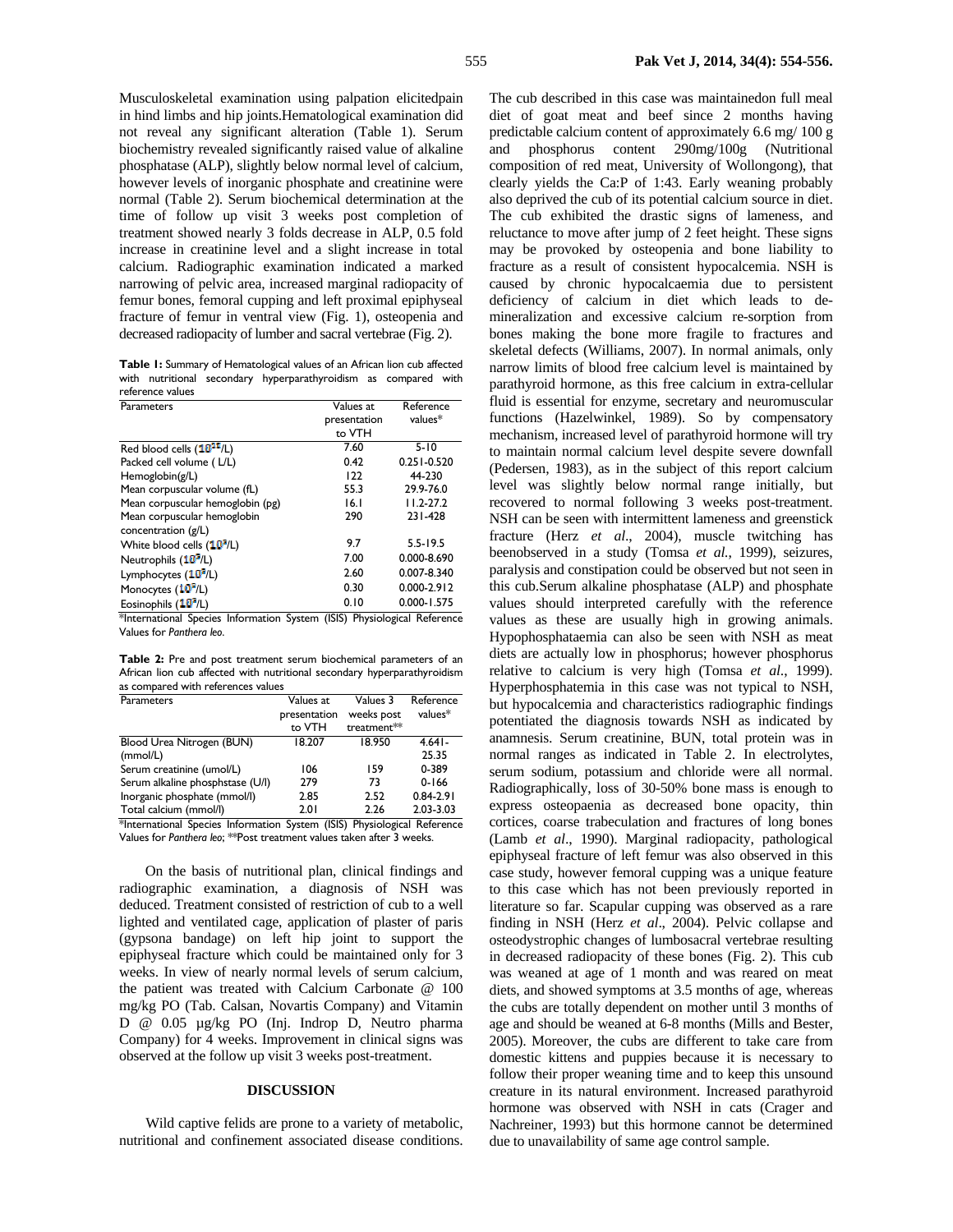Musculoskeletal examination using palpation elicitedpain in hind limbs and hip joints.Hematological examination did not reveal any significant alteration (Table 1). Serum biochemistry revealed significantly raised value of alkaline phosphatase (ALP), slightly below normal level of calcium, however levels of inorganic phosphate and creatinine were normal (Table 2). Serum biochemical determination at the time of follow up visit 3 weeks post completion of treatment showed nearly 3 folds decrease in ALP, 0.5 fold increase in creatinine level and a slight increase in total calcium. Radiographic examination indicated a marked narrowing of pelvic area, increased marginal radiopacity of femur bones, femoral cupping and left proximal epiphyseal fracture of femur in ventral view (Fig. 1), osteopenia and decreased radiopacity of lumber and sacral vertebrae (Fig. 2).

**Table 1:** Summary of Hematological values of an African lion cub affected with nutritional secondary hyperparathyroidism as compared with reference values

| Parameters | Values at presentation to VTH | Reference values* |
|---|---|---|
| Red blood cells ($10^{12}$/L) | 7.60 | 5-10 |
| Packed cell volume ( L/L) | 0.42 | 0.251-0.520 |
| Hemoglobin(g/L) | 122 | 44-230 |
| Mean corpuscular volume (fL) | 55.3 | 29.9-76.0 |
| Mean corpuscular hemoglobin (pg) | 16.1 | 11.2-27.2 |
| Mean corpuscular hemoglobin concentration (g/L) | 290 | 231-428 |
| White blood cells ($10^9$/L) | 9.7 | 5.5-19.5 |
| Neutrophils ($10^9$/L) | 7.00 | 0.000-8.690 |
| Lymphocytes ($10^9$/L) | 2.60 | 0.007-8.340 |
| Monocytes ($10^9$/L) | 0.30 | 0.000-2.912 |
| Eosinophils ($10^9$/L) | 0.10 | 0.000-1.575 |

*International Species Information System (ISIS) Physiological Reference Values for *Panthera leo*.

**Table 2:** Pre and post treatment serum biochemical parameters of an African lion cub affected with nutritional secondary hyperparathyroidism as compared with references values

| Parameters | Values at presentation to VTH | Values 3 weeks post treatment** | Reference values* |
|---|---|---|---|
| Blood Urea Nitrogen (BUN) (mmol/L) | 18.207 | 18.950 | 4.641-25.35 |
| Serum creatinine (umol/L) | 106 | 159 | 0-389 |
| Serum alkaline phosphstase (U/l) | 279 | 73 | 0-166 |
| Inorganic phosphate (mmol/l) | 2.85 | 2.52 | 0.84-2.91 |
| Total calcium (mmol/l) | 2.01 | 2.26 | 2.03-3.03 |

*International Species Information System (ISIS) Physiological Reference Values for *Panthera leo*; **Post treatment values taken after 3 weeks.

On the basis of nutritional plan, clinical findings and radiographic examination, a diagnosis of NSH was deduced. Treatment consisted of restriction of cub to a well lighted and ventilated cage, application of plaster of paris (gypsona bandage) on left hip joint to support the epiphyseal fracture which could be maintained only for 3 weeks. In view of nearly normal levels of serum calcium, the patient was treated with Calcium Carbonate @ 100 mg/kg PO (Tab. Calsan, Novartis Company) and Vitamin D @ 0.05 µg/kg PO (Inj. Indrop D, Neutro pharma Company) for 4 weeks. Improvement in clinical signs was observed at the follow up visit 3 weeks post-treatment.

## DISCUSSION

Wild captive felids are prone to a variety of metabolic, nutritional and confinement associated disease conditions. The cub described in this case was maintainedon full meal diet of goat meat and beef since 2 months having predictable calcium content of approximately 6.6 mg/ 100 g and phosphorus content 290mg/100g (Nutritional composition of red meat, University of Wollongong), that clearly yields the Ca:P of 1:43. Early weaning probably also deprived the cub of its potential calcium source in diet. The cub exhibited the drastic signs of lameness, and reluctance to move after jump of 2 feet height. These signs may be provoked by osteopenia and bone liability to fracture as a result of consistent hypocalcemia. NSH is caused by chronic hypocalcaemia due to persistent deficiency of calcium in diet which leads to de-mineralization and excessive calcium re-sorption from bones making the bone more fragile to fractures and skeletal defects (Williams, 2007). In normal animals, only narrow limits of blood free calcium level is maintained by parathyroid hormone, as this free calcium in extra-cellular fluid is essential for enzyme, secretary and neuromuscular functions (Hazelwinkel, 1989). So by compensatory mechanism, increased level of parathyroid hormone will try to maintain normal calcium level despite severe downfall (Pedersen, 1983), as in the subject of this report calcium level was slightly below normal range initially, but recovered to normal following 3 weeks post-treatment. NSH can be seen with intermittent lameness and greenstick fracture (Herz *et al*., 2004), muscle twitching has beenobserved in a study (Tomsa *et al.*, 1999), seizures, paralysis and constipation could be observed but not seen in this cub.Serum alkaline phosphatase (ALP) and phosphate values should interpreted carefully with the reference values as these are usually high in growing animals. Hypophosphataemia can also be seen with NSH as meat diets are actually low in phosphorus; however phosphorus relative to calcium is very high (Tomsa *et al*., 1999). Hyperphosphatemia in this case was not typical to NSH, but hypocalcemia and characteristics radiographic findings potentiated the diagnosis towards NSH as indicated by anamnesis. Serum creatinine, BUN, total protein was in normal ranges as indicated in Table 2. In electrolytes, serum sodium, potassium and chloride were all normal. Radiographically, loss of 30-50% bone mass is enough to express osteopaenia as decreased bone opacity, thin cortices, coarse trabeculation and fractures of long bones (Lamb *et al*., 1990). Marginal radiopacity, pathological epiphyseal fracture of left femur was also observed in this case study, however femoral cupping was a unique feature to this case which has not been previously reported in literature so far. Scapular cupping was observed as a rare finding in NSH (Herz *et al*., 2004). Pelvic collapse and osteodystrophic changes of lumbosacral vertebrae resulting in decreased radiopacity of these bones (Fig. 2). This cub was weaned at age of 1 month and was reared on meat diets, and showed symptoms at 3.5 months of age, whereas the cubs are totally dependent on mother until 3 months of age and should be weaned at 6-8 months (Mills and Bester, 2005). Moreover, the cubs are different to take care from domestic kittens and puppies because it is necessary to follow their proper weaning time and to keep this unsound creature in its natural environment. Increased parathyroid hormone was observed with NSH in cats (Crager and Nachreiner, 1993) but this hormone cannot be determined due to unavailability of same age control sample.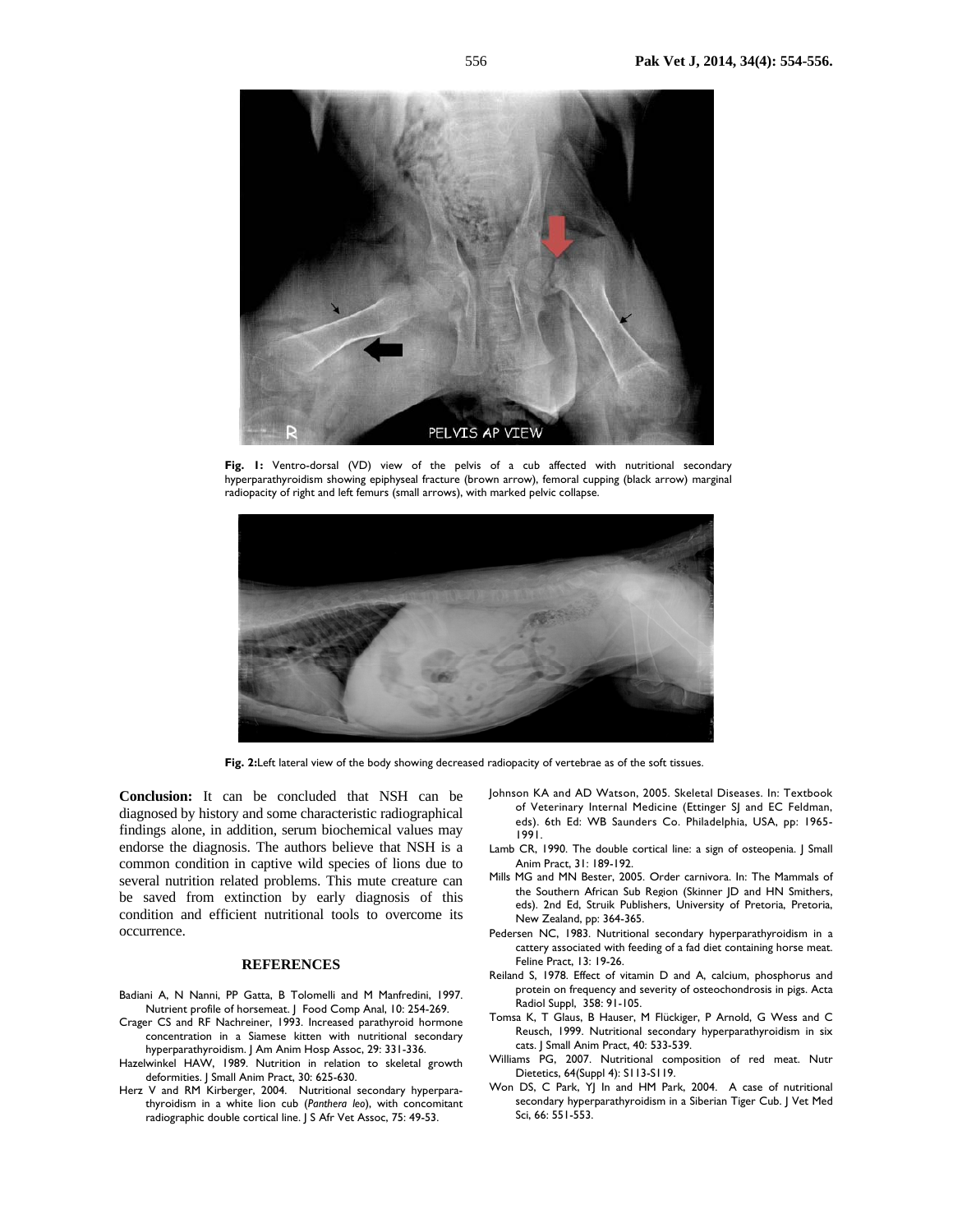Fig. 1: Ventro-dorsal (VD) view of the pelvis of a cub affected with nutritional secondary hyperparathyroidism showing epiphyseal fracture (brown arrow), femoral cupping (black arrow) marginal radiopacity of right and left femurs (small arrows), with marked pelvic collapse.

Fig. 2: Left lateral view of the body showing decreased radiopacity of vertebrae as of the soft tissues.

**Conclusion:** It can be concluded that NSH can be diagnosed by history and some characteristic radiographical findings alone, in addition, serum biochemical values may endorse the diagnosis. The authors believe that NSH is a common condition in captive wild species of lions due to several nutrition related problems. This mute creature can be saved from extinction by early diagnosis of this condition and efficient nutritional tools to overcome its occurrence.

## REFERENCES

Badiani A, N Nanni, PP Gatta, B Tolomelli and M Manfredini, 1997. Nutrient profile of horsemeat. J Food Comp Anal, 10: 254-269.

Crager CS and RF Nachreiner, 1993. Increased parathyroid hormone concentration in a Siamese kitten with nutritional secondary hyperparathyroidism. J Am Anim Hosp Assoc, 29: 331-336.

Hazelwinkel HAW, 1989. Nutrition in relation to skeletal growth deformities. J Small Anim Pract, 30: 625-630.

Herz V and RM Kirberger, 2004. Nutritional secondary hyperparathyroidism in a white lion cub (*Panthera leo*), with concomitant radiographic double cortical line. J S Afr Vet Assoc, 75: 49-53.

Johnson KA and AD Watson, 2005. Skeletal Diseases. In: Textbook of Veterinary Internal Medicine (Ettinger SJ and EC Feldman, eds). 6th Ed: WB Saunders Co. Philadelphia, USA, pp: 1965-1991.

Lamb CR, 1990. The double cortical line: a sign of osteopenia. J Small Anim Pract, 31: 189-192.

Mills MG and MN Bester, 2005. Order carnivora. In: The Mammals of the Southern African Sub Region (Skinner JD and HN Smithers, eds). 2nd Ed, Struik Publishers, University of Pretoria, Pretoria, New Zealand, pp: 364-365.

Pedersen NC, 1983. Nutritional secondary hyperparathyroidism in a cattery associated with feeding of a fad diet containing horse meat. Feline Pract, 13: 19-26.

Reiland S, 1978. Effect of vitamin D and A, calcium, phosphorus and protein on frequency and severity of osteochondrosis in pigs. Acta Radiol Suppl, 358: 91-105.

Tomsa K, T Glaus, B Hauser, M Flückiger, P Arnold, G Wess and C Reusch, 1999. Nutritional secondary hyperparathyroidism in six cats. J Small Anim Pract, 40: 533-539.

Williams PG, 2007. Nutritional composition of red meat. Nutr Dietetics, 64(Suppl 4): S113-S119.

Won DS, C Park, YJ In and HM Park, 2004. A case of nutritional secondary hyperparathyroidism in a Siberian Tiger Cub. J Vet Med Sci, 66: 551-553.